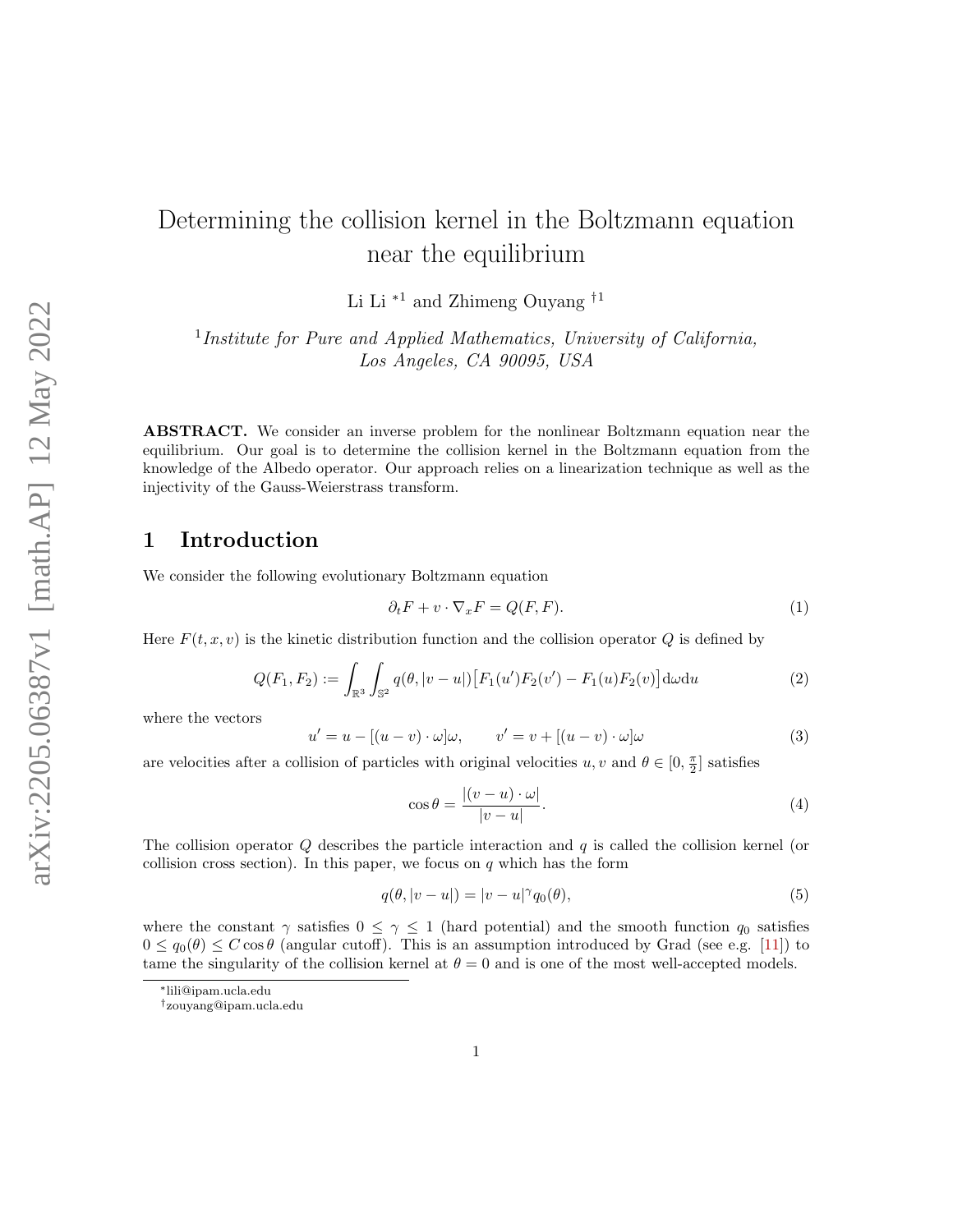# Determining the collision kernel in the Boltzmann equation near the equilibrium

Li Li [*1] and Zhimeng Ouyang [†1]

[1] *Institute for Pure and Applied Mathematics, University of California, Los Angeles, CA 90095, USA*

**ABSTRACT.** We consider an inverse problem for the nonlinear Boltzmann equation near the equilibrium. Our goal is to determine the collision kernel in the Boltzmann equation from the knowledge of the Albedo operator. Our approach relies on a linearization technique as well as the injectivity of the Gauss-Weierstrass transform.

## 1 Introduction

We consider the following evolutionary Boltzmann equation

$$\partial_t F + v \cdot \nabla_x F = Q(F, F). \tag{1}$$

Here $F(t, x, v)$ is the kinetic distribution function and the collision operator $Q$ is defined by

$$Q(F_1, F_2) := \int_{\mathbb{R}^3} \int_{\mathbb{S}^2} q(\theta, |v-u|)\big[F_1(u')F_2(v') - F_1(u)F_2(v)\big] \mathrm{d}\omega \mathrm{d}u \tag{2}$$

where the vectors

$$u' = u - [(u-v)\cdot\omega]\omega, \qquad v' = v + [(u-v)\cdot\omega]\omega \tag{3}$$

are velocities after a collision of particles with original velocities $u, v$ and $\theta \in [0, \frac{\pi}{2}]$ satisfies

$$\cos\theta = \frac{|(v-u)\cdot\omega|}{|v-u|}. \tag{4}$$

The collision operator $Q$ describes the particle interaction and $q$ is called the collision kernel (or collision cross section). In this paper, we focus on $q$ which has the form

$$q(\theta, |v-u|) = |v-u|^\gamma q_0(\theta), \tag{5}$$

where the constant $\gamma$ satisfies $0 \leq \gamma \leq 1$ (hard potential) and the smooth function $q_0$ satisfies $0 \leq q_0(\theta) \leq C\cos\theta$ (angular cutoff). This is an assumption introduced by Grad (see e.g. [11]) to tame the singularity of the collision kernel at $\theta = 0$ and is one of the most well-accepted models.

[*] lili@ipam.ucla.edu

[†] zouyang@ipam.ucla.edu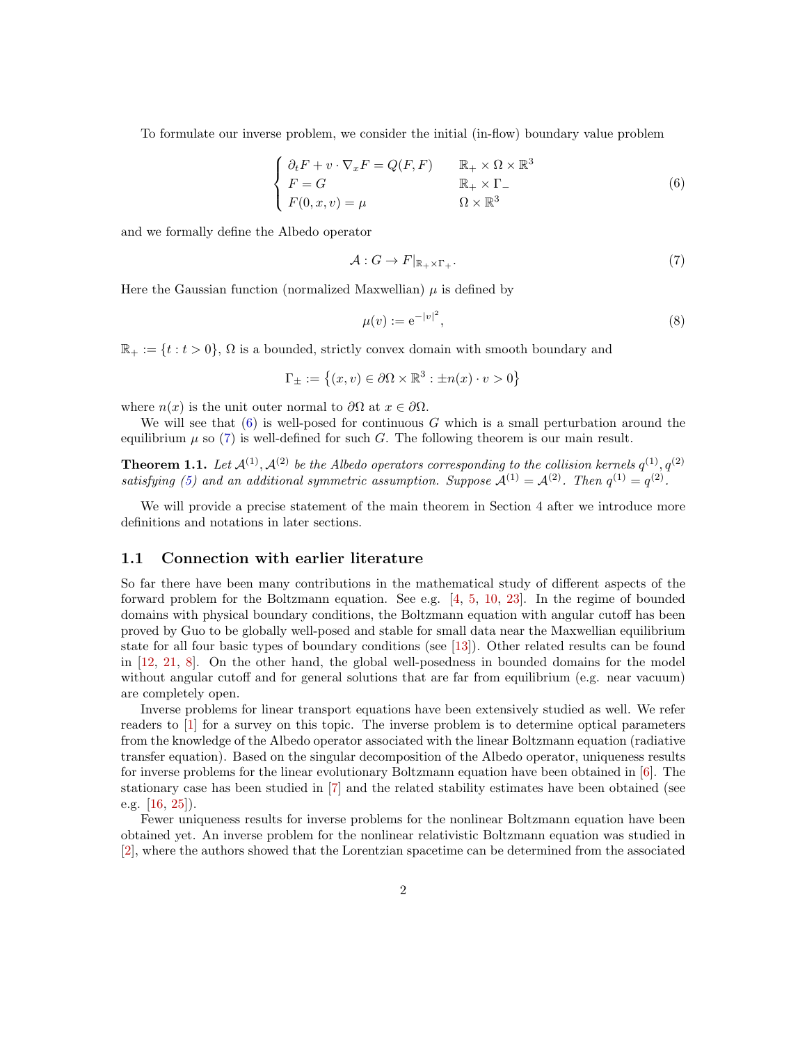To formulate our inverse problem, we consider the initial (in-flow) boundary value problem

$$
\begin{cases}
\partial_t F + v \cdot \nabla_x F = Q(F, F) & \mathbb{R}_+ \times \Omega \times \mathbb{R}^3 \\
F = G & \mathbb{R}_+ \times \Gamma_- \\
F(0, x, v) = \mu & \Omega \times \mathbb{R}^3
\end{cases}
\tag{6}
$$

and we formally define the Albedo operator

$$
\mathcal{A} : G \to F|_{\mathbb{R}_+ \times \Gamma_+}. \tag{7}
$$

Here the Gaussian function (normalized Maxwellian) $\mu$ is defined by

$$
\mu(v) := \mathrm{e}^{-|v|^2}, \tag{8}
$$

$\mathbb{R}_+ := \{t : t > 0\}$, $\Omega$ is a bounded, strictly convex domain with smooth boundary and

$$
\Gamma_\pm := \left\{(x, v) \in \partial\Omega \times \mathbb{R}^3 : \pm n(x) \cdot v > 0\right\}
$$

where $n(x)$ is the unit outer normal to $\partial\Omega$ at $x \in \partial\Omega$.

We will see that (6) is well-posed for continuous $G$ which is a small perturbation around the equilibrium $\mu$ so (7) is well-defined for such $G$. The following theorem is our main result.

**Theorem 1.1.** *Let $\mathcal{A}^{(1)}, \mathcal{A}^{(2)}$ be the Albedo operators corresponding to the collision kernels $q^{(1)}, q^{(2)}$ satisfying (5) and an additional symmetric assumption. Suppose $\mathcal{A}^{(1)} = \mathcal{A}^{(2)}$. Then $q^{(1)} = q^{(2)}$.*

We will provide a precise statement of the main theorem in Section 4 after we introduce more definitions and notations in later sections.

### 1.1 Connection with earlier literature

So far there have been many contributions in the mathematical study of different aspects of the forward problem for the Boltzmann equation. See e.g. [4, 5, 10, 23]. In the regime of bounded domains with physical boundary conditions, the Boltzmann equation with angular cutoff has been proved by Guo to be globally well-posed and stable for small data near the Maxwellian equilibrium state for all four basic types of boundary conditions (see [13]). Other related results can be found in [12, 21, 8]. On the other hand, the global well-posedness in bounded domains for the model without angular cutoff and for general solutions that are far from equilibrium (e.g. near vacuum) are completely open.

Inverse problems for linear transport equations have been extensively studied as well. We refer readers to [1] for a survey on this topic. The inverse problem is to determine optical parameters from the knowledge of the Albedo operator associated with the linear Boltzmann equation (radiative transfer equation). Based on the singular decomposition of the Albedo operator, uniqueness results for inverse problems for the linear evolutionary Boltzmann equation have been obtained in [6]. The stationary case has been studied in [7] and the related stability estimates have been obtained (see e.g. [16, 25]).

Fewer uniqueness results for inverse problems for the nonlinear Boltzmann equation have been obtained yet. An inverse problem for the nonlinear relativistic Boltzmann equation was studied in [2], where the authors showed that the Lorentzian spacetime can be determined from the associated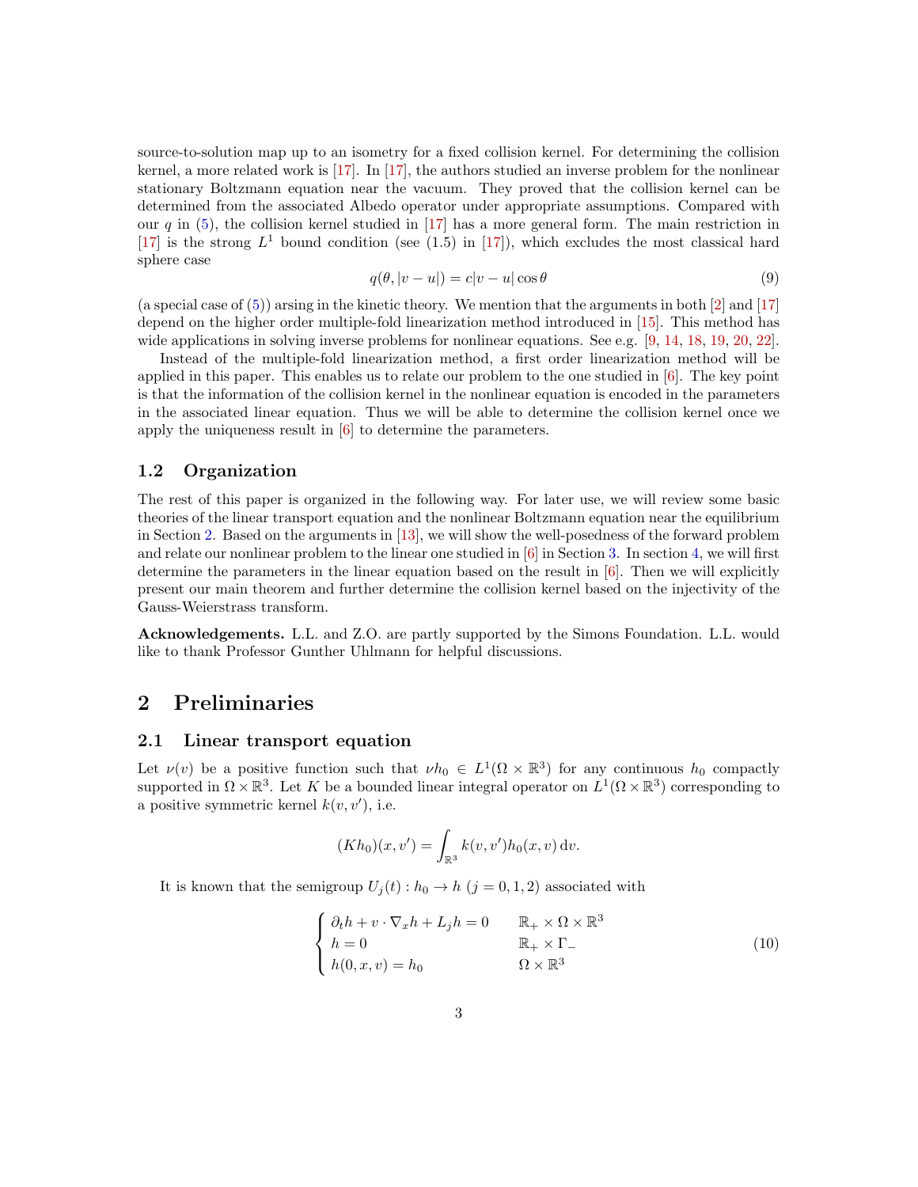source-to-solution map up to an isometry for a fixed collision kernel. For determining the collision kernel, a more related work is [17]. In [17], the authors studied an inverse problem for the nonlinear stationary Boltzmann equation near the vacuum. They proved that the collision kernel can be determined from the associated Albedo operator under appropriate assumptions. Compared with our $q$ in (5), the collision kernel studied in [17] has a more general form. The main restriction in [17] is the strong $L^1$ bound condition (see (1.5) in [17]), which excludes the most classical hard sphere case

$$q(\theta, |v-u|) = c|v-u|\cos\theta \tag{9}$$

(a special case of (5)) arsing in the kinetic theory. We mention that the arguments in both [2] and [17] depend on the higher order multiple-fold linearization method introduced in [15]. This method has wide applications in solving inverse problems for nonlinear equations. See e.g. [9, 14, 18, 19, 20, 22].

Instead of the multiple-fold linearization method, a first order linearization method will be applied in this paper. This enables us to relate our problem to the one studied in [6]. The key point is that the information of the collision kernel in the nonlinear equation is encoded in the parameters in the associated linear equation. Thus we will be able to determine the collision kernel once we apply the uniqueness result in [6] to determine the parameters.

### 1.2 Organization

The rest of this paper is organized in the following way. For later use, we will review some basic theories of the linear transport equation and the nonlinear Boltzmann equation near the equilibrium in Section 2. Based on the arguments in [13], we will show the well-posedness of the forward problem and relate our nonlinear problem to the linear one studied in [6] in Section 3. In section 4, we will first determine the parameters in the linear equation based on the result in [6]. Then we will explicitly present our main theorem and further determine the collision kernel based on the injectivity of the Gauss-Weierstrass transform.

**Acknowledgements.** L.L. and Z.O. are partly supported by the Simons Foundation. L.L. would like to thank Professor Gunther Uhlmann for helpful discussions.

## 2 Preliminaries

### 2.1 Linear transport equation

Let $\nu(v)$ be a positive function such that $\nu h_0 \in L^1(\Omega\times\mathbb{R}^3)$ for any continuous $h_0$ compactly supported in $\Omega\times\mathbb{R}^3$. Let $K$ be a bounded linear integral operator on $L^1(\Omega\times\mathbb{R}^3)$ corresponding to a positive symmetric kernel $k(v,v')$, i.e.

$$(Kh_0)(x,v') = \int_{\mathbb{R}^3} k(v,v')h_0(x,v)\,\mathrm{d}v.$$

It is known that the semigroup $U_j(t): h_0 \to h$ $(j=0,1,2)$ associated with

$$\begin{cases} \partial_t h + v\cdot\nabla_x h + L_j h = 0 & \mathbb{R}_+\times\Omega\times\mathbb{R}^3 \\ h = 0 & \mathbb{R}_+\times\Gamma_- \\ h(0,x,v) = h_0 & \Omega\times\mathbb{R}^3 \end{cases} \tag{10}$$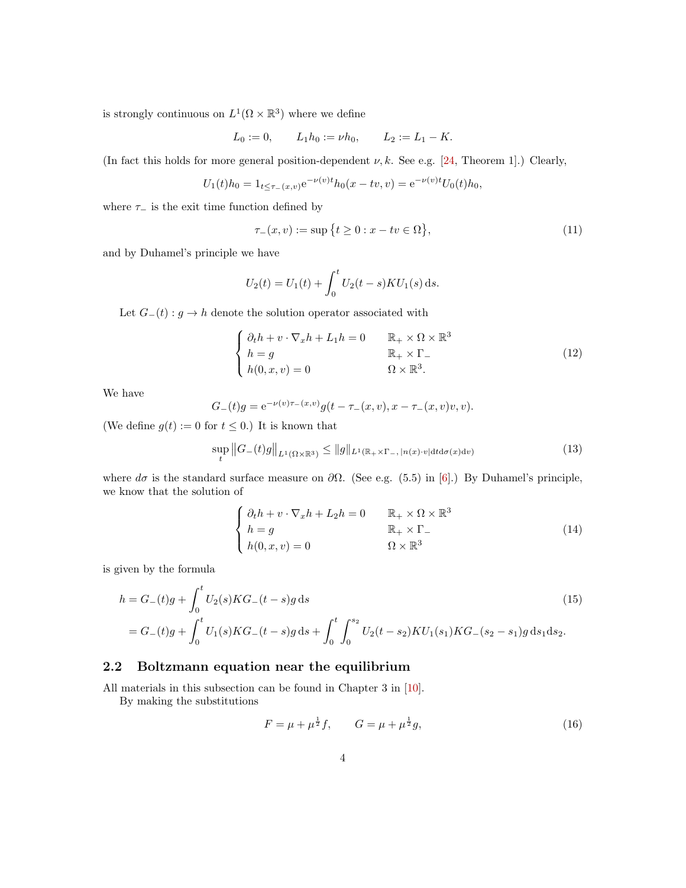is strongly continuous on $L^1(\Omega \times \mathbb{R}^3)$ where we define

$$L_0 := 0, \qquad L_1 h_0 := \nu h_0, \qquad L_2 := L_1 - K.$$

(In fact this holds for more general position-dependent $\nu, k$. See e.g. [24, Theorem 1].) Clearly,

$$U_1(t)h_0 = 1_{t \le \tau_-(x,v)} \mathrm{e}^{-\nu(v)t} h_0(x - tv, v) = \mathrm{e}^{-\nu(v)t} U_0(t) h_0,$$

where $\tau_-$ is the exit time function defined by

$$\tau_-(x,v) := \sup\big\{t \ge 0 : x - tv \in \Omega\big\}, \tag{11}$$

and by Duhamel's principle we have

$$U_2(t) = U_1(t) + \int_0^t U_2(t-s) K U_1(s)\,\mathrm{d}s.$$

Let $G_-(t) : g \to h$ denote the solution operator associated with

$$\begin{cases} \partial_t h + v \cdot \nabla_x h + L_1 h = 0 & \mathbb{R}_+ \times \Omega \times \mathbb{R}^3 \\ h = g & \mathbb{R}_+ \times \Gamma_- \\ h(0,x,v) = 0 & \Omega \times \mathbb{R}^3. \end{cases} \tag{12}$$

We have

$$G_-(t)g = \mathrm{e}^{-\nu(v)\tau_-(x,v)} g(t - \tau_-(x,v), x - \tau_-(x,v)v, v).$$

(We define $g(t) := 0$ for $t \le 0$.) It is known that

$$\sup_t \big\|G_-(t)g\big\|_{L^1(\Omega\times\mathbb{R}^3)} \le \|g\|_{L^1(\mathbb{R}_+ \times \Gamma_-, |n(x)\cdot v| \mathrm{d}t \mathrm{d}\sigma(x) \mathrm{d}v)} \tag{13}$$

where $d\sigma$ is the standard surface measure on $\partial\Omega$. (See e.g. (5.5) in [6].) By Duhamel's principle, we know that the solution of

$$\begin{cases} \partial_t h + v \cdot \nabla_x h + L_2 h = 0 & \mathbb{R}_+ \times \Omega \times \mathbb{R}^3 \\ h = g & \mathbb{R}_+ \times \Gamma_- \\ h(0,x,v) = 0 & \Omega \times \mathbb{R}^3 \end{cases} \tag{14}$$

is given by the formula

$$\begin{aligned} h &= G_-(t)g + \int_0^t U_2(s) K G_-(t-s) g\,\mathrm{d}s \qquad\qquad (15)\\ &= G_-(t)g + \int_0^t U_1(s) K G_-(t-s) g\,\mathrm{d}s + \int_0^t \int_0^{s_2} U_2(t-s_2) K U_1(s_1) K G_-(s_2 - s_1) g\,\mathrm{d}s_1 \mathrm{d}s_2. \end{aligned}$$

## 2.2 Boltzmann equation near the equilibrium

All materials in this subsection can be found in Chapter 3 in [10].

By making the substitutions

$$F = \mu + \mu^{\frac{1}{2}} f, \qquad G = \mu + \mu^{\frac{1}{2}} g, \tag{16}$$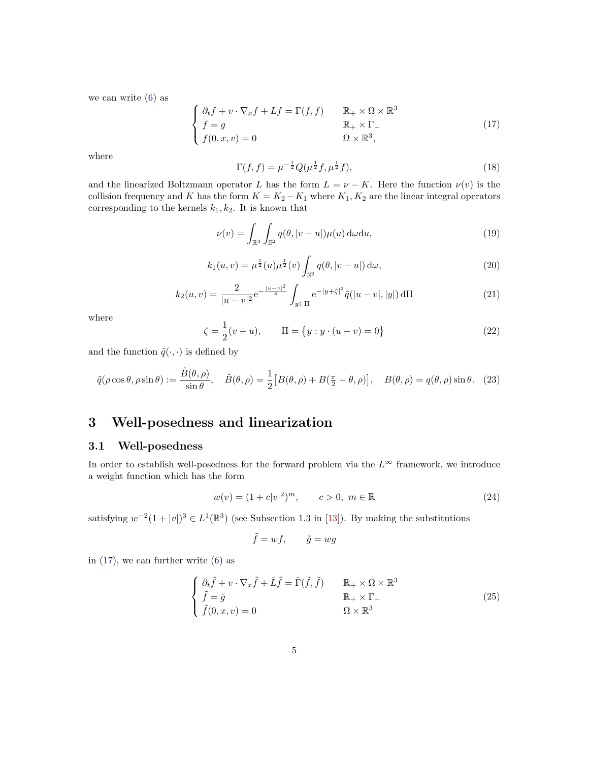we can write (6) as

$$
\begin{cases} \partial_t f + v\cdot \nabla_x f + Lf = \Gamma(f,f) & \mathbb{R}_+ \times \Omega \times \mathbb{R}^3 \\ f = g & \mathbb{R}_+ \times \Gamma_- \\ f(0,x,v) = 0 & \Omega \times \mathbb{R}^3, \end{cases} \tag{17}
$$

where

$$
\Gamma(f,f) = \mu^{-\frac{1}{2}} Q(\mu^{\frac{1}{2}} f, \mu^{\frac{1}{2}} f), \tag{18}
$$

and the linearized Boltzmann operator $L$ has the form $L = \nu - K$. Here the function $\nu(v)$ is the collision frequency and $K$ has the form $K = K_2 - K_1$ where $K_1, K_2$ are the linear integral operators corresponding to the kernels $k_1, k_2$. It is known that

$$
\nu(v) = \int_{\mathbb{R}^3} \int_{\mathbb{S}^2} q(\theta, |v-u|) \mu(u) \,\mathrm{d}\omega \mathrm{d}u, \tag{19}
$$

$$
k_1(u,v) = \mu^{\frac{1}{2}}(u) \mu^{\frac{1}{2}}(v) \int_{\mathbb{S}^2} q(\theta, |v-u|) \,\mathrm{d}\omega, \tag{20}
$$

$$
k_2(u,v) = \frac{2}{|u-v|^2} \mathrm{e}^{-\frac{|u-v|^2}{4}} \int_{y\in\Pi} \mathrm{e}^{-|y+\zeta|^2} \tilde{q}(|u-v|, |y|) \,\mathrm{d}\Pi \tag{21}
$$

where

$$
\zeta = \frac{1}{2}(v+u), \qquad \Pi = \{ y : y \cdot (u-v) = 0 \} \tag{22}
$$

and the function $\tilde{q}(\cdot,\cdot)$ is defined by

$$
\tilde{q}(\rho\cos\theta, \rho\sin\theta) := \frac{\tilde{B}(\theta,\rho)}{\sin\theta}, \quad \tilde{B}(\theta,\rho) = \frac{1}{2}\big[B(\theta,\rho) + B(\tfrac{\pi}{2}-\theta,\rho)\big], \quad B(\theta,\rho) = q(\theta,\rho)\sin\theta. \tag{23}
$$

# 3 Well-posedness and linearization

## 3.1 Well-posedness

In order to establish well-posedness for the forward problem via the $L^\infty$ framework, we introduce a weight function which has the form

$$
w(v) = (1 + c|v|^2)^m, \qquad c > 0,\ m \in \mathbb{R} \tag{24}
$$

satisfying $w^{-2}(1+|v|)^3 \in L^1(\mathbb{R}^3)$ (see Subsection 1.3 in [13]). By making the substitutions

$$
\tilde{f} = wf, \qquad \tilde{g} = wg
$$

in (17), we can further write (6) as

$$
\begin{cases} \partial_t \tilde{f} + v\cdot \nabla_x \tilde{f} + \tilde{L}\tilde{f} = \tilde{\Gamma}(\tilde{f},\tilde{f}) & \mathbb{R}_+ \times \Omega \times \mathbb{R}^3 \\ \tilde{f} = \tilde{g} & \mathbb{R}_+ \times \Gamma_- \\ \tilde{f}(0,x,v) = 0 & \Omega \times \mathbb{R}^3 \end{cases} \tag{25}
$$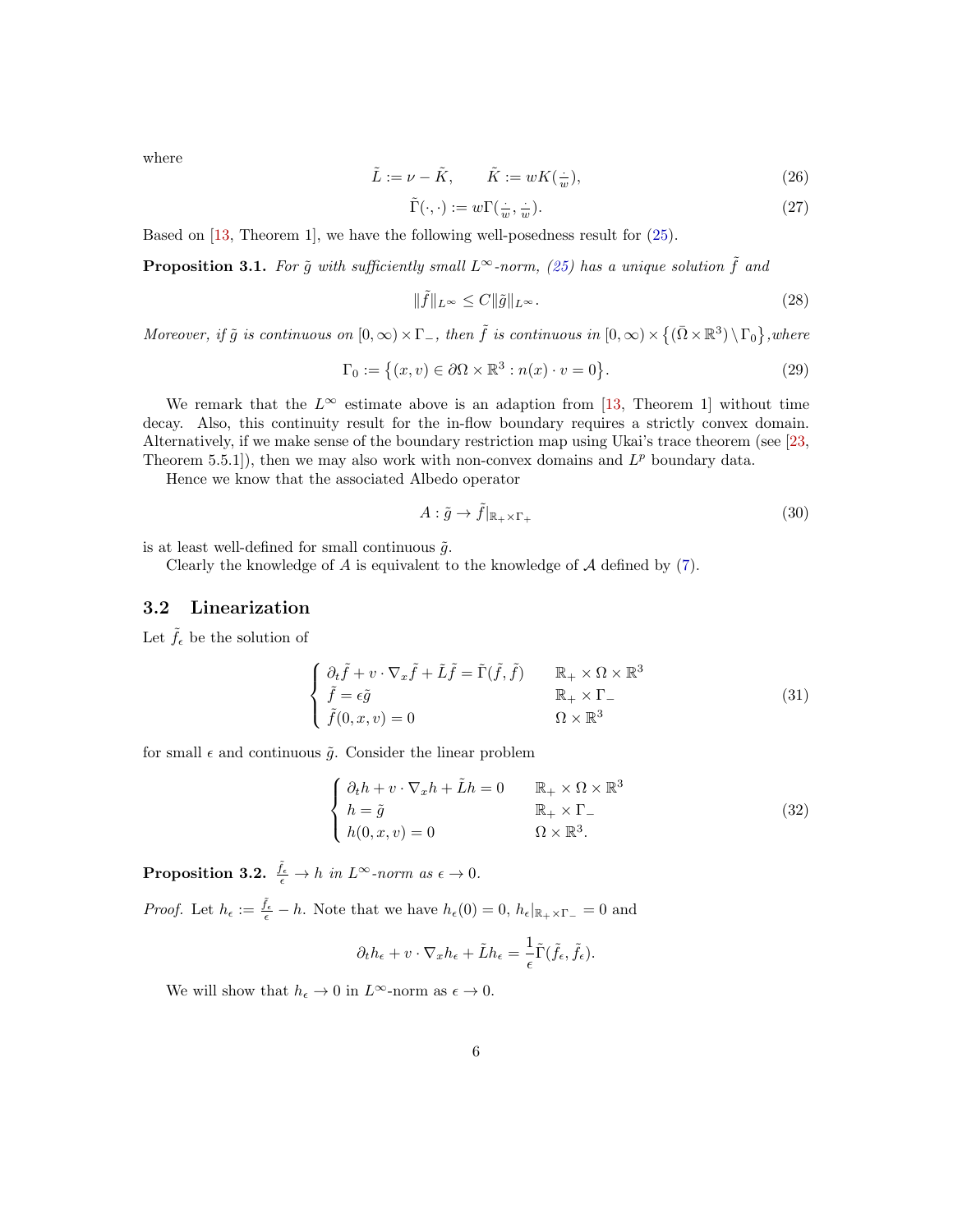where

$$\tilde{L} := \nu - \tilde{K}, \qquad \tilde{K} := wK(\tfrac{\cdot}{w}), \tag{26}$$

$$\tilde{\Gamma}(\cdot,\cdot) := w\Gamma(\tfrac{\cdot}{w},\tfrac{\cdot}{w}). \tag{27}$$

Based on [13, Theorem 1], we have the following well-posedness result for (25).

**Proposition 3.1.** *For $\tilde{g}$ with sufficiently small $L^\infty$-norm, (25) has a unique solution $\tilde{f}$ and*

$$\|\tilde{f}\|_{L^\infty} \leq C\|\tilde{g}\|_{L^\infty}. \tag{28}$$

*Moreover, if $\tilde{g}$ is continuous on $[0,\infty)\times\Gamma_-$, then $\tilde{f}$ is continuous in $[0,\infty)\times\big\{(\bar{\Omega}\times\mathbb{R}^3)\setminus\Gamma_0\big\}$, where*

$$\Gamma_0 := \big\{(x,v)\in\partial\Omega\times\mathbb{R}^3 : n(x)\cdot v = 0\big\}. \tag{29}$$

We remark that the $L^\infty$ estimate above is an adaption from [13, Theorem 1] without time decay. Also, this continuity result for the in-flow boundary requires a strictly convex domain. Alternatively, if we make sense of the boundary restriction map using Ukai's trace theorem (see [23, Theorem 5.5.1]), then we may also work with non-convex domains and $L^p$ boundary data.

Hence we know that the associated Albedo operator

$$A : \tilde{g} \to \tilde{f}|_{\mathbb{R}_+\times\Gamma_+} \tag{30}$$

is at least well-defined for small continuous $\tilde{g}$.

Clearly the knowledge of $A$ is equivalent to the knowledge of $\mathcal{A}$ defined by (7).

### 3.2 Linearization

Let $\tilde{f}_\epsilon$ be the solution of

$$\begin{cases} \partial_t\tilde{f} + v\cdot\nabla_x\tilde{f} + \tilde{L}\tilde{f} = \tilde{\Gamma}(\tilde{f},\tilde{f}) & \mathbb{R}_+\times\Omega\times\mathbb{R}^3 \\ \tilde{f} = \epsilon\tilde{g} & \mathbb{R}_+\times\Gamma_- \\ \tilde{f}(0,x,v) = 0 & \Omega\times\mathbb{R}^3 \end{cases} \tag{31}$$

for small $\epsilon$ and continuous $\tilde{g}$. Consider the linear problem

$$\begin{cases} \partial_t h + v\cdot\nabla_x h + \tilde{L}h = 0 & \mathbb{R}_+\times\Omega\times\mathbb{R}^3 \\ h = \tilde{g} & \mathbb{R}_+\times\Gamma_- \\ h(0,x,v) = 0 & \Omega\times\mathbb{R}^3. \end{cases} \tag{32}$$

**Proposition 3.2.** *$\frac{\tilde{f}_\epsilon}{\epsilon} \to h$ in $L^\infty$-norm as $\epsilon\to 0$.*

*Proof.* Let $h_\epsilon := \frac{\tilde{f}_\epsilon}{\epsilon} - h$. Note that we have $h_\epsilon(0) = 0$, $h_\epsilon|_{\mathbb{R}_+\times\Gamma_-} = 0$ and

$$\partial_t h_\epsilon + v\cdot\nabla_x h_\epsilon + \tilde{L}h_\epsilon = \frac{1}{\epsilon}\tilde{\Gamma}(\tilde{f}_\epsilon,\tilde{f}_\epsilon).$$

We will show that $h_\epsilon \to 0$ in $L^\infty$-norm as $\epsilon\to 0$.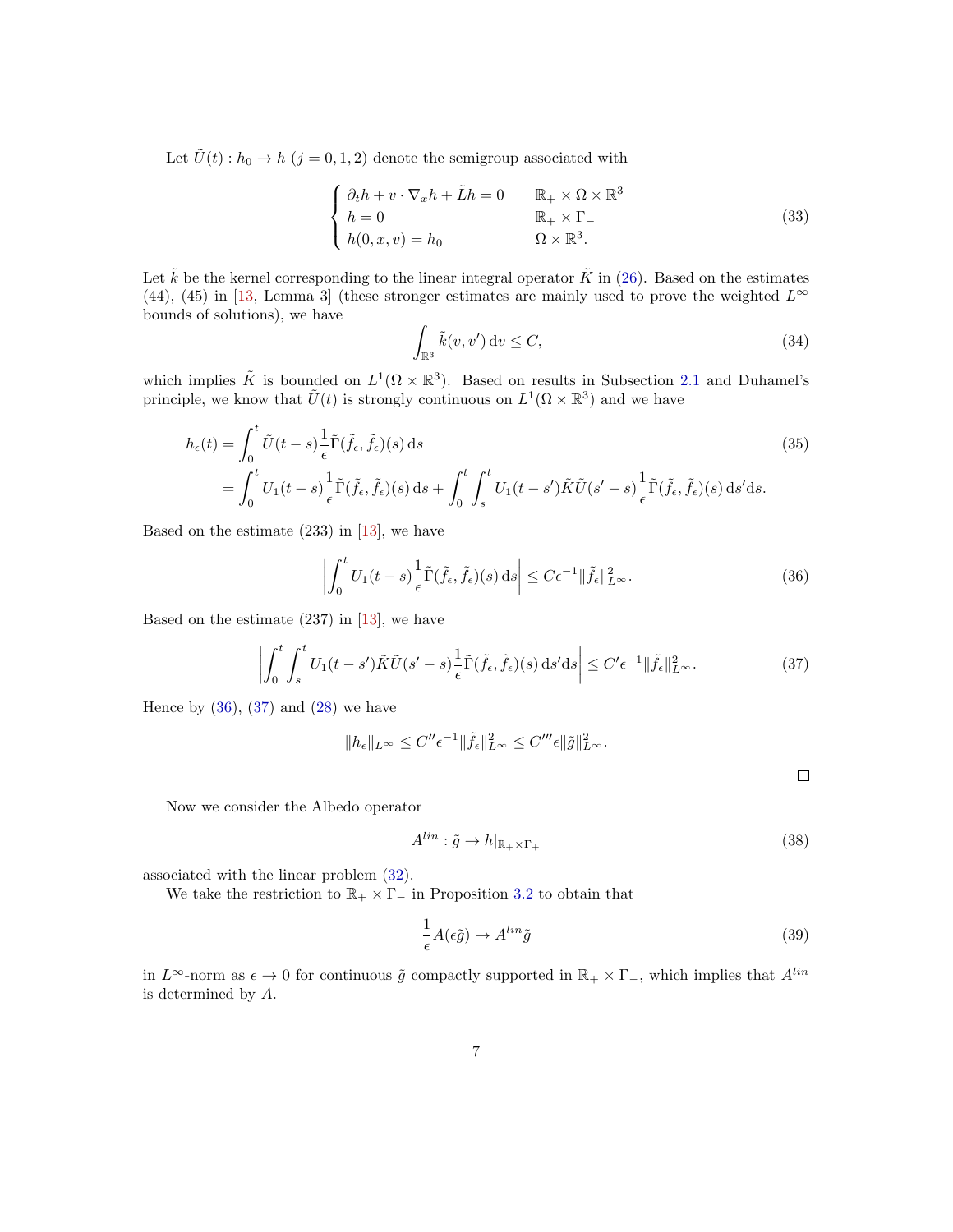Let $\tilde{U}(t) : h_0 \to h$ $(j = 0, 1, 2)$ denote the semigroup associated with

$$
\begin{cases}
\partial_t h + v \cdot \nabla_x h + \tilde{L}h = 0 & \mathbb{R}_+ \times \Omega \times \mathbb{R}^3 \\
h = 0 & \mathbb{R}_+ \times \Gamma_- \\
h(0, x, v) = h_0 & \Omega \times \mathbb{R}^3.
\end{cases}
\tag{33}
$$

Let $\tilde{k}$ be the kernel corresponding to the linear integral operator $\tilde{K}$ in (26). Based on the estimates (44), (45) in [13, Lemma 3] (these stronger estimates are mainly used to prove the weighted $L^\infty$ bounds of solutions), we have

$$
\int_{\mathbb{R}^3} \tilde{k}(v, v') \,\mathrm{d}v \le C,
\tag{34}
$$

which implies $\tilde{K}$ is bounded on $L^1(\Omega \times \mathbb{R}^3)$. Based on results in Subsection 2.1 and Duhamel's principle, we know that $\tilde{U}(t)$ is strongly continuous on $L^1(\Omega \times \mathbb{R}^3)$ and we have

$$
\begin{aligned}
h_\epsilon(t) &= \int_0^t \tilde{U}(t-s) \frac{1}{\epsilon} \tilde{\Gamma}(\tilde{f}_\epsilon, \tilde{f}_\epsilon)(s) \,\mathrm{d}s \\
&= \int_0^t U_1(t-s) \frac{1}{\epsilon} \tilde{\Gamma}(\tilde{f}_\epsilon, \tilde{f}_\epsilon)(s) \,\mathrm{d}s + \int_0^t \int_s^t U_1(t-s') \tilde{K} \tilde{U}(s'-s) \frac{1}{\epsilon} \tilde{\Gamma}(\tilde{f}_\epsilon, \tilde{f}_\epsilon)(s) \,\mathrm{d}s' \mathrm{d}s.
\end{aligned}
\tag{35}
$$

Based on the estimate (233) in [13], we have

$$
\left| \int_0^t U_1(t-s) \frac{1}{\epsilon} \tilde{\Gamma}(\tilde{f}_\epsilon, \tilde{f}_\epsilon)(s) \,\mathrm{d}s \right| \le C \epsilon^{-1} \|\tilde{f}_\epsilon\|_{L^\infty}^2.
\tag{36}
$$

Based on the estimate (237) in [13], we have

$$
\left| \int_0^t \int_s^t U_1(t-s') \tilde{K} \tilde{U}(s'-s) \frac{1}{\epsilon} \tilde{\Gamma}(\tilde{f}_\epsilon, \tilde{f}_\epsilon)(s) \,\mathrm{d}s' \mathrm{d}s \right| \le C' \epsilon^{-1} \|\tilde{f}_\epsilon\|_{L^\infty}^2.
\tag{37}
$$

Hence by (36), (37) and (28) we have

$$
\|h_\epsilon\|_{L^\infty} \le C'' \epsilon^{-1} \|\tilde{f}_\epsilon\|_{L^\infty}^2 \le C''' \epsilon \|\tilde{g}\|_{L^\infty}^2.
$$

□

Now we consider the Albedo operator

$$
A^{lin} : \tilde{g} \to h|_{\mathbb{R}_+ \times \Gamma_+}
\tag{38}
$$

associated with the linear problem (32).

We take the restriction to $\mathbb{R}_+ \times \Gamma_-$ in Proposition 3.2 to obtain that

$$
\frac{1}{\epsilon} A(\epsilon \tilde{g}) \to A^{lin} \tilde{g}
\tag{39}
$$

in $L^\infty$-norm as $\epsilon \to 0$ for continuous $\tilde{g}$ compactly supported in $\mathbb{R}_+ \times \Gamma_-$, which implies that $A^{lin}$ is determined by $A$.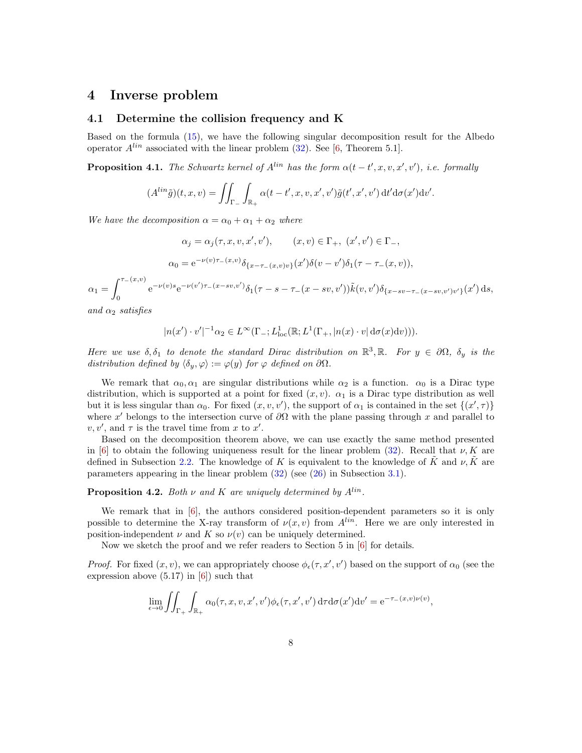# 4 Inverse problem

## 4.1 Determine the collision frequency and K

Based on the formula (15), we have the following singular decomposition result for the Albedo operator $A^{lin}$ associated with the linear problem (32). See [6, Theorem 5.1].

**Proposition 4.1.** *The Schwartz kernel of $A^{lin}$ has the form $\alpha(t-t', x, v, x', v')$, i.e. formally*

$$(A^{lin}\tilde{g})(t,x,v) = \iint_{\Gamma_-} \int_{\mathbb{R}_+} \alpha(t-t', x, v, x', v')\tilde{g}(t', x', v')\, \mathrm{d}t'\mathrm{d}\sigma(x')\mathrm{d}v'.$$

*We have the decomposition $\alpha = \alpha_0 + \alpha_1 + \alpha_2$ where*

$$\alpha_j = \alpha_j(\tau, x, v, x', v'), \qquad (x,v) \in \Gamma_+,\ (x', v') \in \Gamma_-,$$

$$\alpha_0 = \mathrm{e}^{-\nu(v)\tau_-(x,v)}\delta_{\{x-\tau_-(x,v)v\}}(x')\delta(v-v')\delta_1(\tau - \tau_-(x,v)),$$

$$\alpha_1 = \int_0^{\tau_-(x,v)} \mathrm{e}^{-\nu(v)s}\mathrm{e}^{-\nu(v')\tau_-(x-sv,v')}\delta_1(\tau - s - \tau_-(x-sv,v'))\tilde{k}(v,v')\delta_{\{x-sv-\tau_-(x-sv,v')v'\}}(x')\,\mathrm{d}s,$$

*and $\alpha_2$ satisfies*

$$|n(x')\cdot v'|^{-1}\alpha_2 \in L^\infty(\Gamma_-; L^1_{\mathrm{loc}}(\mathbb{R}; L^1(\Gamma_+, |n(x)\cdot v|\,\mathrm{d}\sigma(x)\mathrm{d}v))).$$

*Here we use $\delta, \delta_1$ to denote the standard Dirac distribution on $\mathbb{R}^3, \mathbb{R}$. For $y \in \partial\Omega$, $\delta_y$ is the distribution defined by $\langle \delta_y, \varphi\rangle := \varphi(y)$ for $\varphi$ defined on $\partial\Omega$.*

We remark that $\alpha_0, \alpha_1$ are singular distributions while $\alpha_2$ is a function. $\alpha_0$ is a Dirac type distribution, which is supported at a point for fixed $(x,v)$. $\alpha_1$ is a Dirac type distribution as well but it is less singular than $\alpha_0$. For fixed $(x,v,v')$, the support of $\alpha_1$ is contained in the set $\{(x',\tau)\}$ where $x'$ belongs to the intersection curve of $\partial\Omega$ with the plane passing through $x$ and parallel to $v, v'$, and $\tau$ is the travel time from $x$ to $x'$.

Based on the decomposition theorem above, we can use exactly the same method presented in [6] to obtain the following uniqueness result for the linear problem (32). Recall that $\nu, K$ are defined in Subsection 2.2. The knowledge of $K$ is equivalent to the knowledge of $\tilde{K}$ and $\nu, \tilde{K}$ are parameters appearing in the linear problem (32) (see (26) in Subsection 3.1).

**Proposition 4.2.** *Both $\nu$ and $K$ are uniquely determined by $A^{lin}$.*

We remark that in [6], the authors considered position-dependent parameters so it is only possible to determine the X-ray transform of $\nu(x,v)$ from $A^{lin}$. Here we are only interested in position-independent $\nu$ and $K$ so $\nu(v)$ can be uniquely determined.

Now we sketch the proof and we refer readers to Section 5 in [6] for details.

*Proof.* For fixed $(x,v)$, we can appropriately choose $\phi_\epsilon(\tau, x', v')$ based on the support of $\alpha_0$ (see the expression above (5.17) in [6]) such that

$$\lim_{\epsilon\to 0}\iint_{\Gamma_+}\int_{\mathbb{R}_+} \alpha_0(\tau, x, v, x', v')\phi_\epsilon(\tau, x', v')\,\mathrm{d}\tau\mathrm{d}\sigma(x')\mathrm{d}v' = \mathrm{e}^{-\tau_-(x,v)\nu(v)},$$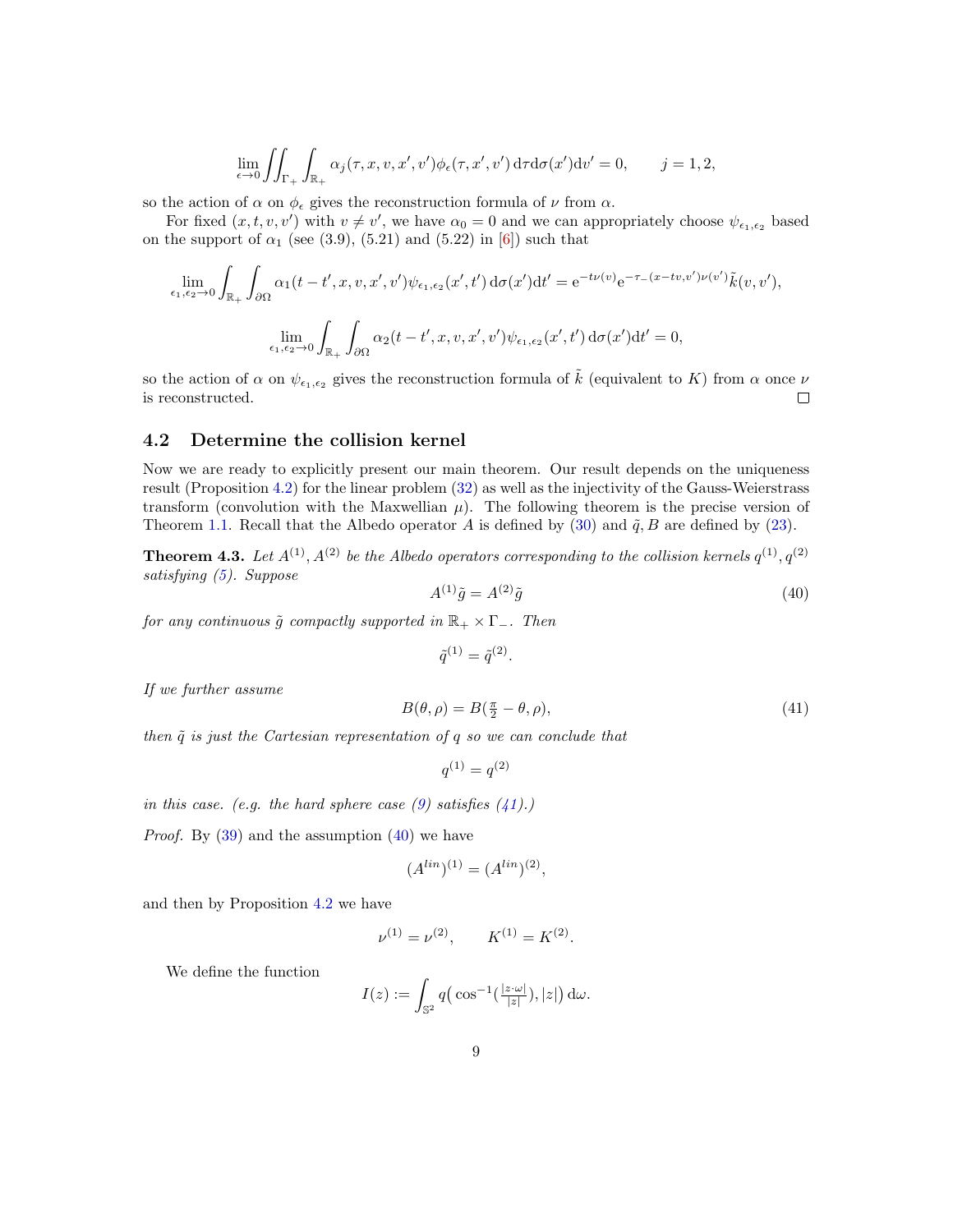$$\lim_{\epsilon\to 0}\iint_{\Gamma_+}\int_{\mathbb{R}_+}\alpha_j(\tau,x,v,x',v')\phi_\epsilon(\tau,x',v')\,\mathrm{d}\tau\mathrm{d}\sigma(x')\mathrm{d}v'=0,\qquad j=1,2,$$

so the action of $\alpha$ on $\phi_\epsilon$ gives the reconstruction formula of $\nu$ from $\alpha$.

For fixed $(x,t,v,v')$ with $v\neq v'$, we have $\alpha_0=0$ and we can appropriately choose $\psi_{\epsilon_1,\epsilon_2}$ based on the support of $\alpha_1$ (see (3.9), (5.21) and (5.22) in [6]) such that

$$\lim_{\epsilon_1,\epsilon_2\to 0}\int_{\mathbb{R}_+}\int_{\partial\Omega}\alpha_1(t-t',x,v,x',v')\psi_{\epsilon_1,\epsilon_2}(x',t')\,\mathrm{d}\sigma(x')\mathrm{d}t'=\mathrm{e}^{-t\nu(v)}\mathrm{e}^{-\tau_-(x-tv,v')\nu(v')}\tilde{k}(v,v'),$$

$$\lim_{\epsilon_1,\epsilon_2\to 0}\int_{\mathbb{R}_+}\int_{\partial\Omega}\alpha_2(t-t',x,v,x',v')\psi_{\epsilon_1,\epsilon_2}(x',t')\,\mathrm{d}\sigma(x')\mathrm{d}t'=0,$$

so the action of $\alpha$ on $\psi_{\epsilon_1,\epsilon_2}$ gives the reconstruction formula of $\tilde{k}$ (equivalent to $K$) from $\alpha$ once $\nu$ is reconstructed. □

## 4.2 Determine the collision kernel

Now we are ready to explicitly present our main theorem. Our result depends on the uniqueness result (Proposition 4.2) for the linear problem (32) as well as the injectivity of the Gauss-Weierstrass transform (convolution with the Maxwellian $\mu$). The following theorem is the precise version of Theorem 1.1. Recall that the Albedo operator $A$ is defined by (30) and $\tilde{q},B$ are defined by (23).

**Theorem 4.3.** *Let $A^{(1)},A^{(2)}$ be the Albedo operators corresponding to the collision kernels $q^{(1)},q^{(2)}$ satisfying (5). Suppose*

$$A^{(1)}\tilde{g}=A^{(2)}\tilde{g}\tag{40}$$

*for any continuous $\tilde{g}$ compactly supported in $\mathbb{R}_+\times\Gamma_-$. Then*

$$\tilde{q}^{(1)}=\tilde{q}^{(2)}.$$

*If we further assume*

$$B(\theta,\rho)=B(\tfrac{\pi}{2}-\theta,\rho),\tag{41}$$

*then $\tilde{q}$ is just the Cartesian representation of $q$ so we can conclude that*

$$q^{(1)}=q^{(2)}$$

*in this case. (e.g. the hard sphere case (9) satisfies (41).)*

*Proof.* By (39) and the assumption (40) we have

$$(A^{lin})^{(1)}=(A^{lin})^{(2)},$$

and then by Proposition 4.2 we have

$$\nu^{(1)}=\nu^{(2)},\qquad K^{(1)}=K^{(2)}.$$

We define the function

$$I(z):=\int_{\mathbb{S}^2}q\big(\cos^{-1}(\tfrac{|z\cdot\omega|}{|z|}),|z|\big)\,\mathrm{d}\omega.$$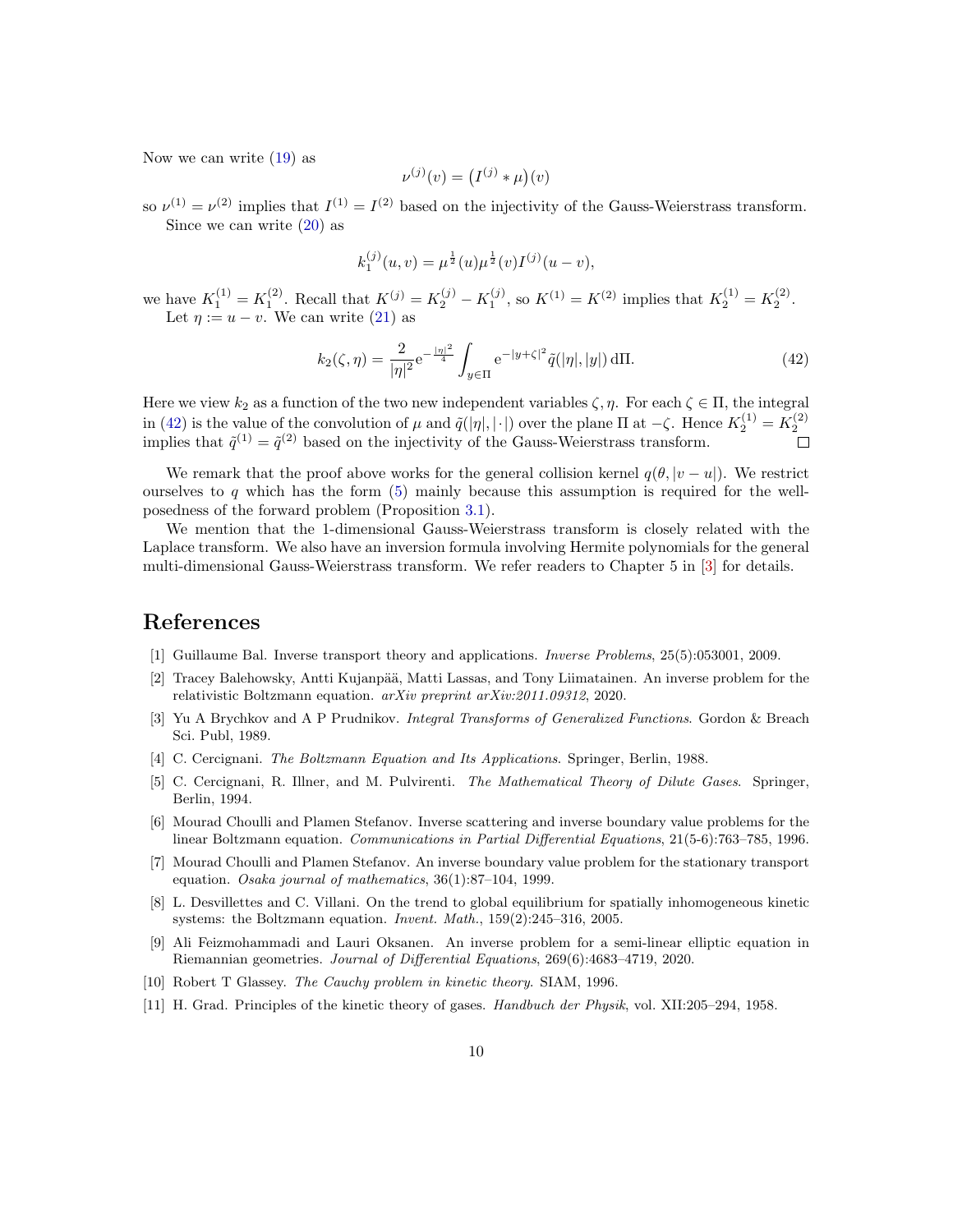Now we can write (19) as

$$\nu^{(j)}(v) = \left(I^{(j)} * \mu\right)(v)$$

so $\nu^{(1)} = \nu^{(2)}$ implies that $I^{(1)} = I^{(2)}$ based on the injectivity of the Gauss-Weierstrass transform.

Since we can write (20) as

$$k_1^{(j)}(u,v) = \mu^{\frac{1}{2}}(u)\mu^{\frac{1}{2}}(v)I^{(j)}(u-v),$$

we have $K_1^{(1)} = K_1^{(2)}$. Recall that $K^{(j)} = K_2^{(j)} - K_1^{(j)}$, so $K^{(1)} = K^{(2)}$ implies that $K_2^{(1)} = K_2^{(2)}$.

Let $\eta := u - v$. We can write (21) as

$$k_2(\zeta,\eta) = \frac{2}{|\eta|^2} \mathrm{e}^{-\frac{|\eta|^2}{4}} \int_{y\in\Pi} \mathrm{e}^{-|y+\zeta|^2} \tilde{q}(|\eta|,|y|)\,\mathrm{d}\Pi. \tag{42}$$

Here we view $k_2$ as a function of the two new independent variables $\zeta, \eta$. For each $\zeta \in \Pi$, the integral in (42) is the value of the convolution of $\mu$ and $\tilde{q}(|\eta|,|\cdot|)$ over the plane $\Pi$ at $-\zeta$. Hence $K_2^{(1)} = K_2^{(2)}$ implies that $\tilde{q}^{(1)} = \tilde{q}^{(2)}$ based on the injectivity of the Gauss-Weierstrass transform. □

We remark that the proof above works for the general collision kernel $q(\theta, |v-u|)$. We restrict ourselves to $q$ which has the form (5) mainly because this assumption is required for the well-posedness of the forward problem (Proposition 3.1).

We mention that the 1-dimensional Gauss-Weierstrass transform is closely related with the Laplace transform. We also have an inversion formula involving Hermite polynomials for the general multi-dimensional Gauss-Weierstrass transform. We refer readers to Chapter 5 in [3] for details.

# References

[1] Guillaume Bal. Inverse transport theory and applications. *Inverse Problems*, 25(5):053001, 2009.

[2] Tracey Balehowsky, Antti Kujanpää, Matti Lassas, and Tony Liimatainen. An inverse problem for the relativistic Boltzmann equation. *arXiv preprint arXiv:2011.09312*, 2020.

[3] Yu A Brychkov and A P Prudnikov. *Integral Transforms of Generalized Functions*. Gordon & Breach Sci. Publ, 1989.

[4] C. Cercignani. *The Boltzmann Equation and Its Applications*. Springer, Berlin, 1988.

[5] C. Cercignani, R. Illner, and M. Pulvirenti. *The Mathematical Theory of Dilute Gases*. Springer, Berlin, 1994.

[6] Mourad Choulli and Plamen Stefanov. Inverse scattering and inverse boundary value problems for the linear Boltzmann equation. *Communications in Partial Differential Equations*, 21(5-6):763–785, 1996.

[7] Mourad Choulli and Plamen Stefanov. An inverse boundary value problem for the stationary transport equation. *Osaka journal of mathematics*, 36(1):87–104, 1999.

[8] L. Desvillettes and C. Villani. On the trend to global equilibrium for spatially inhomogeneous kinetic systems: the Boltzmann equation. *Invent. Math.*, 159(2):245–316, 2005.

[9] Ali Feizmohammadi and Lauri Oksanen. An inverse problem for a semi-linear elliptic equation in Riemannian geometries. *Journal of Differential Equations*, 269(6):4683–4719, 2020.

[10] Robert T Glassey. *The Cauchy problem in kinetic theory*. SIAM, 1996.

[11] H. Grad. Principles of the kinetic theory of gases. *Handbuch der Physik*, vol. XII:205–294, 1958.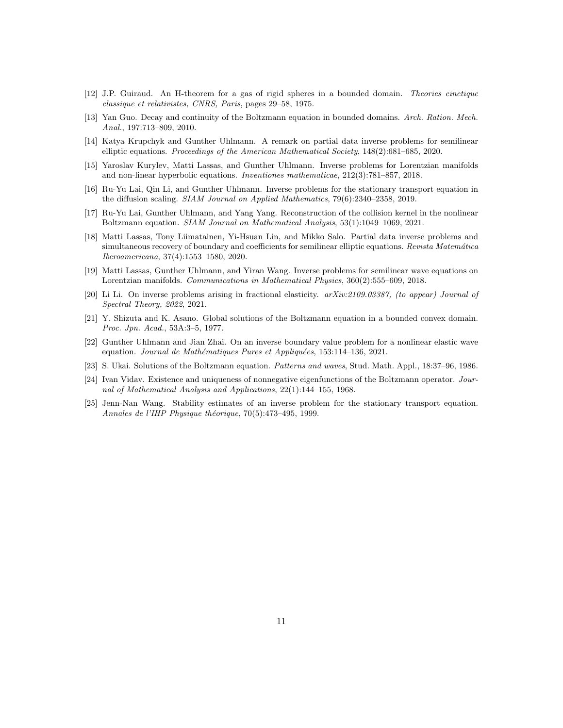[12] J.P. Guiraud. An H-theorem for a gas of rigid spheres in a bounded domain. *Theories cinetique classique et relativistes, CNRS, Paris*, pages 29–58, 1975.

[13] Yan Guo. Decay and continuity of the Boltzmann equation in bounded domains. *Arch. Ration. Mech. Anal.*, 197:713–809, 2010.

[14] Katya Krupchyk and Gunther Uhlmann. A remark on partial data inverse problems for semilinear elliptic equations. *Proceedings of the American Mathematical Society*, 148(2):681–685, 2020.

[15] Yaroslav Kurylev, Matti Lassas, and Gunther Uhlmann. Inverse problems for Lorentzian manifolds and non-linear hyperbolic equations. *Inventiones mathematicae*, 212(3):781–857, 2018.

[16] Ru-Yu Lai, Qin Li, and Gunther Uhlmann. Inverse problems for the stationary transport equation in the diffusion scaling. *SIAM Journal on Applied Mathematics*, 79(6):2340–2358, 2019.

[17] Ru-Yu Lai, Gunther Uhlmann, and Yang Yang. Reconstruction of the collision kernel in the nonlinear Boltzmann equation. *SIAM Journal on Mathematical Analysis*, 53(1):1049–1069, 2021.

[18] Matti Lassas, Tony Liimatainen, Yi-Hsuan Lin, and Mikko Salo. Partial data inverse problems and simultaneous recovery of boundary and coefficients for semilinear elliptic equations. *Revista Matemática Iberoamericana*, 37(4):1553–1580, 2020.

[19] Matti Lassas, Gunther Uhlmann, and Yiran Wang. Inverse problems for semilinear wave equations on Lorentzian manifolds. *Communications in Mathematical Physics*, 360(2):555–609, 2018.

[20] Li Li. On inverse problems arising in fractional elasticity. *arXiv:2109.03387, (to appear) Journal of Spectral Theory, 2022*, 2021.

[21] Y. Shizuta and K. Asano. Global solutions of the Boltzmann equation in a bounded convex domain. *Proc. Jpn. Acad.*, 53A:3–5, 1977.

[22] Gunther Uhlmann and Jian Zhai. On an inverse boundary value problem for a nonlinear elastic wave equation. *Journal de Mathématiques Pures et Appliquées*, 153:114–136, 2021.

[23] S. Ukai. Solutions of the Boltzmann equation. *Patterns and waves*, Stud. Math. Appl., 18:37–96, 1986.

[24] Ivan Vidav. Existence and uniqueness of nonnegative eigenfunctions of the Boltzmann operator. *Journal of Mathematical Analysis and Applications*, 22(1):144–155, 1968.

[25] Jenn-Nan Wang. Stability estimates of an inverse problem for the stationary transport equation. *Annales de l'IHP Physique théorique*, 70(5):473–495, 1999.